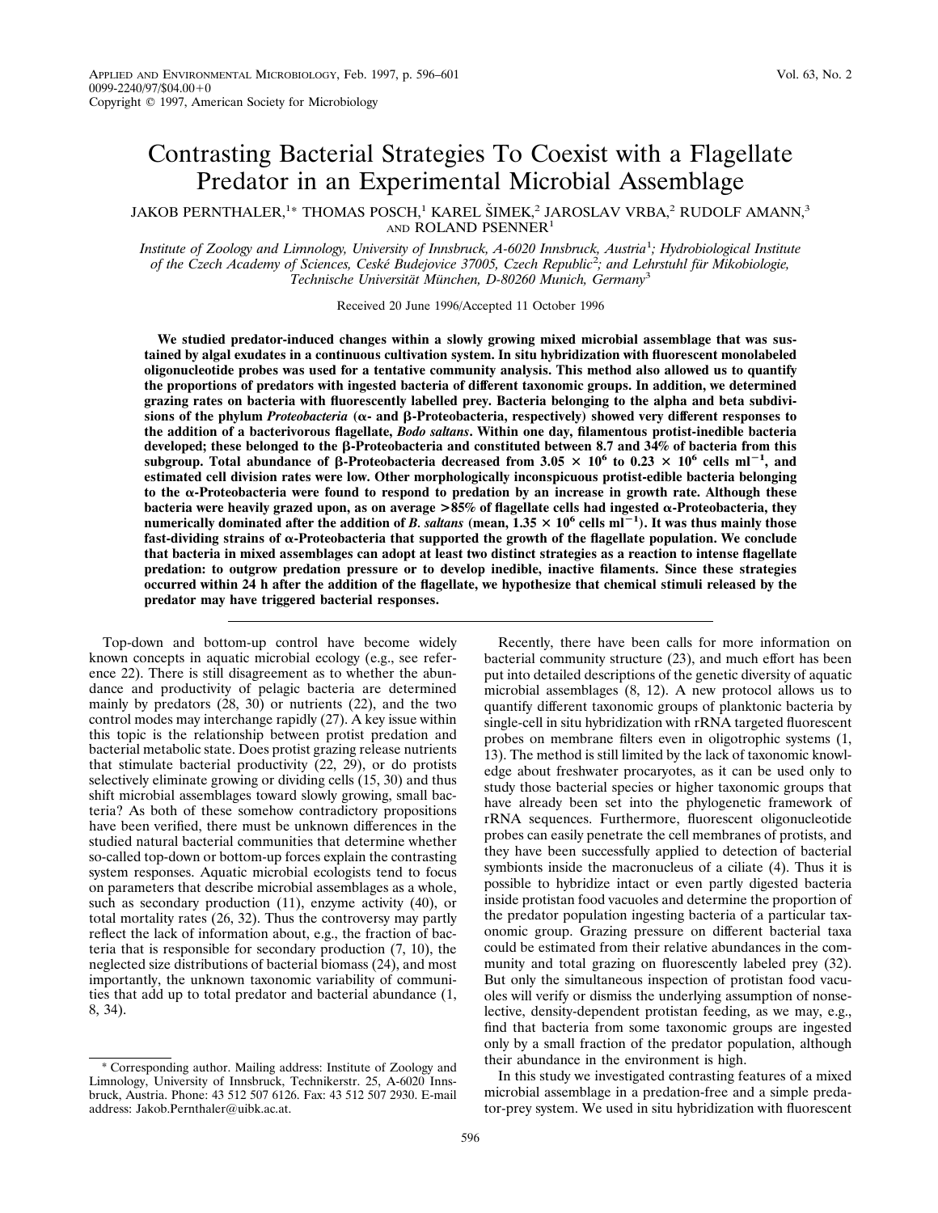# Contrasting Bacterial Strategies To Coexist with a Flagellate Predator in an Experimental Microbial Assemblage

JAKOB PERNTHALER,[1]* THOMAS POSCH,[1] KAREL ŠIMEK,[2] JAROSLAV VRBA,[2] RUDOLF AMANN,[3] AND ROLAND PSENNER[1]

*Institute of Zoology and Limnology, University of Innsbruck, A-6020 Innsbruck, Austria[1]; Hydrobiological Institute of the Czech Academy of Sciences, Ceské Budejovice 37005, Czech Republic[2]; and Lehrstuhl für Mikobiologie, Technische Universität München, D-80260 Munich, Germany[3]*

Received 20 June 1996/Accepted 11 October 1996

**We studied predator-induced changes within a slowly growing mixed microbial assemblage that was sustained by algal exudates in a continuous cultivation system. In situ hybridization with fluorescent monolabeled oligonucleotide probes was used for a tentative community analysis. This method also allowed us to quantify the proportions of predators with ingested bacteria of different taxonomic groups. In addition, we determined grazing rates on bacteria with fluorescently labelled prey. Bacteria belonging to the alpha and beta subdivisions of the phylum *Proteobacteria* (α- and β-Proteobacteria, respectively) showed very different responses to the addition of a bacterivorous flagellate, *Bodo saltans*. Within one day, filamentous protist-inedible bacteria developed; these belonged to the β-Proteobacteria and constituted between 8.7 and 34% of bacteria from this subgroup. Total abundance of β-Proteobacteria decreased from $3.05 \times 10^6$ to $0.23 \times 10^6$ cells $ml^{-1}$, and estimated cell division rates were low. Other morphologically inconspicuous protist-edible bacteria belonging to the α-Proteobacteria were found to respond to predation by an increase in growth rate. Although these bacteria were heavily grazed upon, as on average >85% of flagellate cells had ingested α-Proteobacteria, they numerically dominated after the addition of *B. saltans* (mean, $1.35 \times 10^6$ cells $ml^{-1}$). It was thus mainly those fast-dividing strains of α-Proteobacteria that supported the growth of the flagellate population. We conclude that bacteria in mixed assemblages can adopt at least two distinct strategies as a reaction to intense flagellate predation: to outgrow predation pressure or to develop inedible, inactive filaments. Since these strategies occurred within 24 h after the addition of the flagellate, we hypothesize that chemical stimuli released by the predator may have triggered bacterial responses.**

Top-down and bottom-up control have become widely known concepts in aquatic microbial ecology (e.g., see reference 22). There is still disagreement as to whether the abundance and productivity of pelagic bacteria are determined mainly by predators (28, 30) or nutrients (22), and the two control modes may interchange rapidly (27). A key issue within this topic is the relationship between protist predation and bacterial metabolic state. Does protist grazing release nutrients that stimulate bacterial productivity (22, 29), or do protists selectively eliminate growing or dividing cells (15, 30) and thus shift microbial assemblages toward slowly growing, small bacteria? As both of these somehow contradictory propositions have been verified, there must be unknown differences in the studied natural bacterial communities that determine whether so-called top-down or bottom-up forces explain the contrasting system responses. Aquatic microbial ecologists tend to focus on parameters that describe microbial assemblages as a whole, such as secondary production (11), enzyme activity (40), or total mortality rates (26, 32). Thus the controversy may partly reflect the lack of information about, e.g., the fraction of bacteria that is responsible for secondary production (7, 10), the neglected size distributions of bacterial biomass (24), and most importantly, the unknown taxonomic variability of communities that add up to total predator and bacterial abundance (1, 8, 34).

Recently, there have been calls for more information on bacterial community structure (23), and much effort has been put into detailed descriptions of the genetic diversity of aquatic microbial assemblages (8, 12). A new protocol allows us to quantify different taxonomic groups of planktonic bacteria by single-cell in situ hybridization with rRNA targeted fluorescent probes on membrane filters even in oligotrophic systems (1, 13). The method is still limited by the lack of taxonomic knowledge about freshwater procaryotes, as it can be used only to study those bacterial species or higher taxonomic groups that have already been set into the phylogenetic framework of rRNA sequences. Furthermore, fluorescent oligonucleotide probes can easily penetrate the cell membranes of protists, and they have been successfully applied to detection of bacterial symbionts inside the macronucleus of a ciliate (4). Thus it is possible to hybridize intact or even partly digested bacteria inside protistan food vacuoles and determine the proportion of the predator population ingesting bacteria of a particular taxonomic group. Grazing pressure on different bacterial taxa could be estimated from their relative abundances in the community and total grazing on fluorescently labeled prey (32). But only the simultaneous inspection of protistan food vacuoles will verify or dismiss the underlying assumption of nonselective, density-dependent protistan feeding, as we may, e.g., find that bacteria from some taxonomic groups are ingested only by a small fraction of the predator population, although their abundance in the environment is high.

In this study we investigated contrasting features of a mixed microbial assemblage in a predation-free and a simple predator-prey system. We used in situ hybridization with fluorescent

\* Corresponding author. Mailing address: Institute of Zoology and Limnology, University of Innsbruck, Technikerstr. 25, A-6020 Innsbruck, Austria. Phone: 43 512 507 6126. Fax: 43 512 507 2930. E-mail address: Jakob.Pernthaler@uibk.ac.at.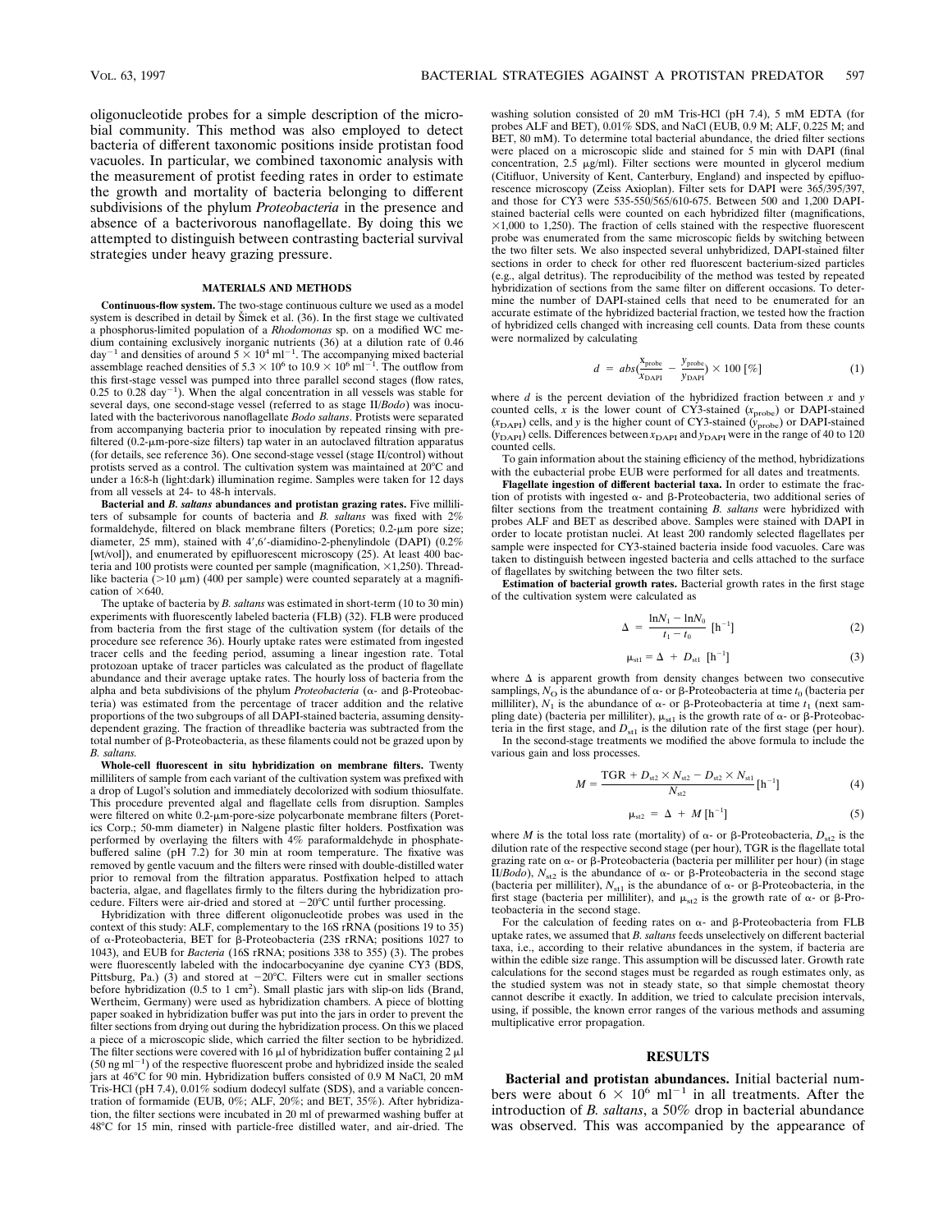oligonucleotide probes for a simple description of the microbial community. This method was also employed to detect bacteria of different taxonomic positions inside protistan food vacuoles. In particular, we combined taxonomic analysis with the measurement of protist feeding rates in order to estimate the growth and mortality of bacteria belonging to different subdivisions of the phylum *Proteobacteria* in the presence and absence of a bacterivorous nanoflagellate. By doing this we attempted to distinguish between contrasting bacterial survival strategies under heavy grazing pressure.

## MATERIALS AND METHODS

**Continuous-flow system.** The two-stage continuous culture we used as a model system is described in detail by Šimek et al. (36). In the first stage we cultivated a phosphorus-limited population of a *Rhodomonas* sp. on a modified WC medium containing exclusively inorganic nutrients (36) at a dilution rate of 0.46 $day^{-1}$ and densities of around $5 \times 10^4$ $ml^{-1}$. The accompanying mixed bacterial assemblage reached densities of $5.3 \times 10^6$ to $10.9 \times 10^6$ $ml^{-1}$. The outflow from this first-stage vessel was pumped into three parallel second stages (flow rates, 0.25 to 0.28 $day^{-1}$). When the algal concentration in all vessels was stable for several days, one second-stage vessel (referred to as stage II/*Bodo*) was inoculated with the bacterivorous nanoflagellate *Bodo saltans*. Protists were separated from accompanying bacteria prior to inoculation by repeated rinsing with prefiltered (0.2-μm-pore-size filters) tap water in an autoclaved filtration apparatus (for details, see reference 36). One second-stage vessel (stage II/control) without protists served as a control. The cultivation system was maintained at 20°C and under a 16:8-h (light:dark) illumination regime. Samples were taken for 12 days from all vessels at 24- to 48-h intervals.

**Bacterial and *B. saltans* abundances and protistan grazing rates.** Five milliliters of subsample for counts of bacteria and *B. saltans* was fixed with 2% formaldehyde, filtered on black membrane filters (Poretics; 0.2-μm pore size; diameter, 25 mm), stained with 4′,6′-diamidino-2-phenylindole (DAPI) (0.2% [wt/vol]), and enumerated by epifluorescent microscopy (25). At least 400 bacteria and 100 protists were counted per sample (magnification, ×1,250). Threadlike bacteria (>10 μm) (400 per sample) were counted separately at a magnification of ×640.

The uptake of bacteria by *B. saltans* was estimated in short-term (10 to 30 min) experiments with fluorescently labeled bacteria (FLB) (32). FLB were produced from bacteria from the first stage of the cultivation system (for details of the procedure see reference 36). Hourly uptake rates were estimated from ingested tracer cells and the feeding period, assuming a linear ingestion rate. Total protozoan uptake of tracer particles was calculated as the product of flagellate abundance and their average uptake rates. The hourly loss of bacteria from the alpha and beta subdivisions of the phylum *Proteobacteria* (α- and β-Proteobacteria) was estimated from the percentage of tracer addition and the relative proportions of the two subgroups of all DAPI-stained bacteria, assuming density-dependent grazing. The fraction of threadlike bacteria was subtracted from the total number of β-Proteobacteria, as these filaments could not be grazed upon by *B. saltans*.

**Whole-cell fluorescent in situ hybridization on membrane filters.** Twenty milliliters of sample from each variant of the cultivation system was prefixed with a drop of Lugol's solution and immediately decolorized with sodium thiosulfate. This procedure prevented algal and flagellate cells from disruption. Samples were filtered on white 0.2-μm-pore-size polycarbonate membrane filters (Poretics Corp.; 50-mm diameter) in Nalgene plastic filter holders. Postfixation was performed by overlaying the filters with 4% paraformaldehyde in phosphate-buffered saline (pH 7.2) for 30 min at room temperature. The fixative was removed by gentle vacuum and the filters were rinsed with double-distilled water prior to removal from the filtration apparatus. Postfixation helped to attach bacteria, algae, and flagellates firmly to the filters during the hybridization procedure. Filters were air-dried and stored at −20°C until further processing.

Hybridization with three different oligonucleotide probes was used in the context of this study: ALF, complementary to the 16S rRNA (positions 19 to 35) of α-Proteobacteria, BET for β-Proteobacteria (23S rRNA; positions 1027 to 1043), and EUB for *Bacteria* (16S rRNA; positions 338 to 355) (3). The probes were fluorescently labeled with the indocarbocyanine dye cyanine CY3 (BDS, Pittsburg, Pa.) (3) and stored at −20°C. Filters were cut in smaller sections before hybridization (0.5 to 1 $cm^2$). Small plastic jars with slip-on lids (Brand, Wertheim, Germany) were used as hybridization chambers. A piece of blotting paper soaked in hybridization buffer was put into the jars in order to prevent the filter sections from drying out during the hybridization process. On this we placed a piece of a microscopic slide, which carried the filter section to be hybridized. The filter sections were covered with 16 μl of hybridization buffer containing 2 μl (50 ng $ml^{-1}$) of the respective fluorescent probe and hybridized inside the sealed jars at 46°C for 90 min. Hybridization buffers consisted of 0.9 M NaCl, 20 mM Tris-HCl (pH 7.4), 0.01% sodium dodecyl sulfate (SDS), and a variable concentration of formamide (EUB, 0%; ALF, 20%; and BET, 35%). After hybridization, the filter sections were incubated in 20 ml of prewarmed washing buffer at 48°C for 15 min, rinsed with particle-free distilled water, and air-dried. The washing solution consisted of 20 mM Tris-HCl (pH 7.4), 5 mM EDTA (for probes ALF and BET), 0.01% SDS, and NaCl (EUB, 0.9 M; ALF, 0.225 M; and BET, 80 mM). To determine total bacterial abundance, the dried filter sections were placed on a microscopic slide and stained for 5 min with DAPI (final concentration, 2.5 μg/ml). Filter sections were mounted in glycerol medium (Citifluor, University of Kent, Canterbury, England) and inspected by epifluorescence microscopy (Zeiss Axioplan). Filter sets for DAPI were 365/395/397, and those for CY3 were 535-550/565/610-675. Between 500 and 1,200 DAPI-stained bacterial cells were counted on each hybridized filter (magnifications, ×1,000 to 1,250). The fraction of cells stained with the respective fluorescent probe was enumerated from the same microscopic fields by switching between the two filter sets. We also inspected several unhybridized, DAPI-stained filter sections in order to check for other red fluorescent bacterium-sized particles (e.g., algal detritus). The reproducibility of the method was tested by repeated hybridization of sections from the same filter on different occasions. To determine the number of DAPI-stained cells that need to be enumerated for an accurate estimate of the hybridized bacterial fraction, we tested how the fraction of hybridized cells changed with increasing cell counts. Data from these counts were normalized by calculating

$$d = abs\left(\frac{x_{\text{probe}}}{x_{\text{DAPI}}} - \frac{y_{\text{probe}}}{y_{\text{DAPI}}}\right) \times 100\ [\%] \tag{1}$$

where *d* is the percent deviation of the hybridized fraction between *x* and *y* counted cells, *x* is the lower count of CY3-stained ($x_{\text{probe}}$) or DAPI-stained ($x_{\text{DAPI}}$) cells, and *y* is the higher count of CY3-stained ($y_{\text{probe}}$) or DAPI-stained ($y_{\text{DAPI}}$) cells. Differences between $x_{\text{DAPI}}$ and $y_{\text{DAPI}}$ were in the range of 40 to 120 counted cells.

To gain information about the staining efficiency of the method, hybridizations with the eubacterial probe EUB were performed for all dates and treatments.

**Flagellate ingestion of different bacterial taxa.** In order to estimate the fraction of protists with ingested α- and β-Proteobacteria, two additional series of filter sections from the treatment containing *B. saltans* were hybridized with probes ALF and BET as described above. Samples were stained with DAPI in order to locate protistan nuclei. At least 200 randomly selected flagellates per sample were inspected for CY3-stained bacteria inside food vacuoles. Care was taken to distinguish between ingested bacteria and cells attached to the surface of flagellates by switching between the two filter sets.

**Estimation of bacterial growth rates.** Bacterial growth rates in the first stage of the cultivation system were calculated as

$$\Delta = \frac{\ln N_1 - \ln N_0}{t_1 - t_0}\ [\text{h}^{-1}] \tag{2}$$

$$\mu_{\text{st1}} = \Delta + D_{\text{st1}}\ [\text{h}^{-1}] \tag{3}$$

where Δ is apparent growth from density changes between two consecutive samplings, $N_O$ is the abundance of α- or β-Proteobacteria at time $t_0$ (bacteria per milliliter), $N_1$ is the abundance of α- or β-Proteobacteria at time $t_1$ (next sampling date) (bacteria per milliliter), $\mu_{\text{st1}}$ is the growth rate of α- or β-Proteobacteria in the first stage, and $D_{\text{st1}}$ is the dilution rate of the first stage (per hour).

In the second-stage treatments we modified the above formula to include the various gain and loss processes.

$$M = \frac{\text{TGR} + D_{\text{st2}} \times N_{\text{st2}} - D_{\text{st2}} \times N_{\text{st1}}}{N_{\text{st2}}}\ [\text{h}^{-1}] \tag{4}$$

$$\mu_{\text{st2}} = \Delta + M\ [\text{h}^{-1}] \tag{5}$$

where *M* is the total loss rate (mortality) of α- or β-Proteobacteria, $D_{\text{st2}}$ is the dilution rate of the respective second stage (per hour), TGR is the flagellate total grazing rate on α- or β-Proteobacteria (bacteria per milliliter per hour) (in stage II/*Bodo*), $N_{\text{st2}}$ is the abundance of α- or β-Proteobacteria in the second stage (bacteria per milliliter), $N_{\text{st1}}$ is the abundance of α- or β-Proteobacteria, in the first stage (bacteria per milliliter), and $\mu_{\text{st2}}$ is the growth rate of α- or β-Proteobacteria in the second stage.

For the calculation of feeding rates on α- and β-Proteobacteria from FLB uptake rates, we assumed that *B. saltans* feeds unselectively on different bacterial taxa, i.e., according to their relative abundances in the system, if bacteria are within the edible size range. This assumption will be discussed later. Growth rate calculations for the second stages must be regarded as rough estimates only, as the studied system was not in steady state, so that simple chemostat theory cannot describe it exactly. In addition, we tried to calculate precision intervals, using, if possible, the known error ranges of the various methods and assuming multiplicative error propagation.

## RESULTS

**Bacterial and protistan abundances.** Initial bacterial numbers were about $6 \times 10^6$ $ml^{-1}$ in all treatments. After the introduction of *B. saltans*, a 50% drop in bacterial abundance was observed. This was accompanied by the appearance of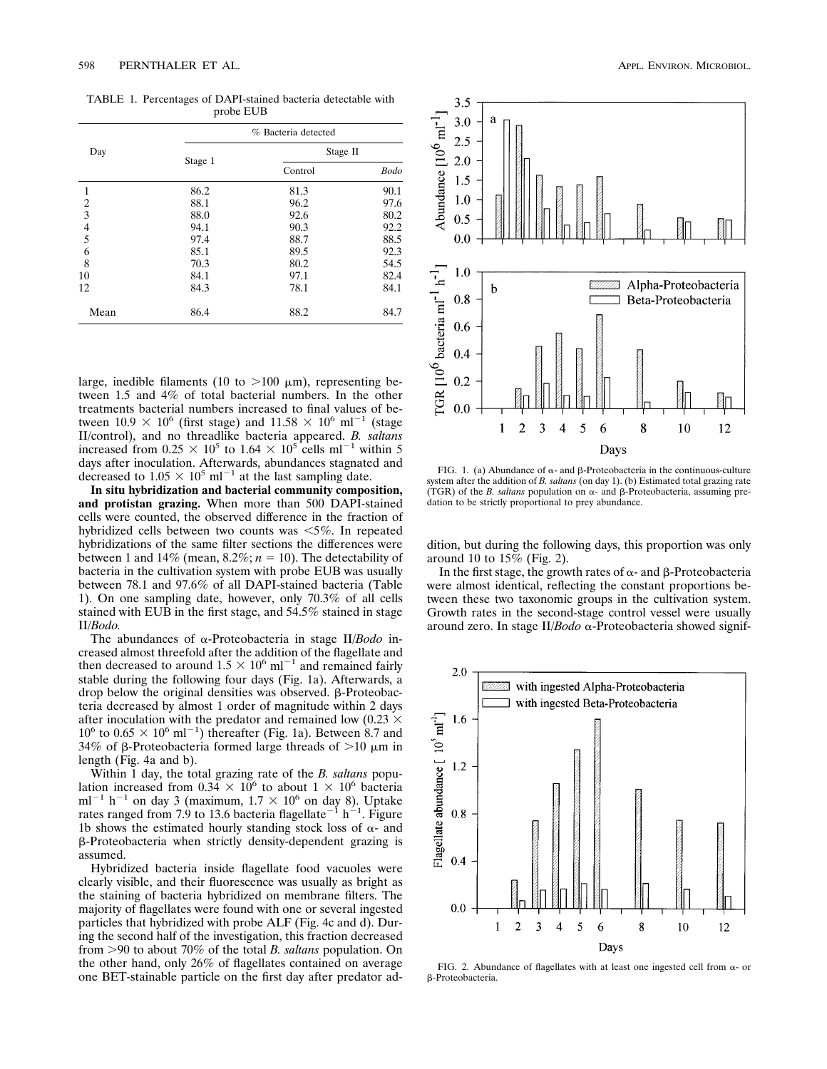TABLE 1. Percentages of DAPI-stained bacteria detectable with probe EUB

| Day | % Bacteria detected | | |
|---|---|---|---|
| | Stage 1 | Stage II | |
| | | Control | *Bodo* |
| 1 | 86.2 | 81.3 | 90.1 |
| 2 | 88.1 | 96.2 | 97.6 |
| 3 | 88.0 | 92.6 | 80.2 |
| 4 | 94.1 | 90.3 | 92.2 |
| 5 | 97.4 | 88.7 | 88.5 |
| 6 | 85.1 | 89.5 | 92.3 |
| 8 | 70.3 | 80.2 | 54.5 |
| 10 | 84.1 | 97.1 | 82.4 |
| 12 | 84.3 | 78.1 | 84.1 |
| Mean | 86.4 | 88.2 | 84.7 |

large, inedible filaments (10 to >100 μm), representing between 1.5 and 4% of total bacterial numbers. In the other treatments bacterial numbers increased to final values of between $10.9 \times 10^6$ (first stage) and $11.58 \times 10^6$ ml$^{-1}$ (stage II/control), and no threadlike bacteria appeared. *B. saltans* increased from $0.25 \times 10^5$ to $1.64 \times 10^5$ cells ml$^{-1}$ within 5 days after inoculation. Afterwards, abundances stagnated and decreased to $1.05 \times 10^5$ ml$^{-1}$ at the last sampling date.

**In situ hybridization and bacterial community composition, and protistan grazing.** When more than 500 DAPI-stained cells were counted, the observed difference in the fraction of hybridized cells between two counts was <5%. In repeated hybridizations of the same filter sections the differences were between 1 and 14% (mean, 8.2%; $n$ = 10). The detectability of bacteria in the cultivation system with probe EUB was usually between 78.1 and 97.6% of all DAPI-stained bacteria (Table 1). On one sampling date, however, only 70.3% of all cells stained with EUB in the first stage, and 54.5% stained in stage II/*Bodo*.

The abundances of α-Proteobacteria in stage II/*Bodo* increased almost threefold after the addition of the flagellate and then decreased to around $1.5 \times 10^6$ ml$^{-1}$ and remained fairly stable during the following four days (Fig. 1a). Afterwards, a drop below the original densities was observed. β-Proteobacteria decreased by almost 1 order of magnitude within 2 days after inoculation with the predator and remained low ($0.23 \times 10^6$ to $0.65 \times 10^6$ ml$^{-1}$) thereafter (Fig. 1a). Between 8.7 and 34% of β-Proteobacteria formed large threads of >10 μm in length (Fig. 4a and b).

Within 1 day, the total grazing rate of the *B. saltans* population increased from $0.34 \times 10^6$ to about $1 \times 10^6$ bacteria ml$^{-1}$ h$^{-1}$ on day 3 (maximum, $1.7 \times 10^6$ on day 8). Uptake rates ranged from 7.9 to 13.6 bacteria flagellate$^{-1}$ h$^{-1}$. Figure 1b shows the estimated hourly standing stock loss of α- and β-Proteobacteria when strictly density-dependent grazing is assumed.

Hybridized bacteria inside flagellate food vacuoles were clearly visible, and their fluorescence was usually as bright as the staining of bacteria hybridized on membrane filters. The majority of flagellates were found with one or several ingested particles that hybridized with probe ALF (Fig. 4c and d). During the second half of the investigation, this fraction decreased from >90 to about 70% of the total *B. saltans* population. On the other hand, only 26% of flagellates contained on average one BET-stainable particle on the first day after predator addition, but during the following days, this proportion was only around 10 to 15% (Fig. 2).

In the first stage, the growth rates of α- and β-Proteobacteria were almost identical, reflecting the constant proportions between these two taxonomic groups in the cultivation system. Growth rates in the second-stage control vessel were usually around zero. In stage II/*Bodo* α-Proteobacteria showed signif-

FIG. 1. (a) Abundance of α- and β-Proteobacteria in the continuous-culture system after the addition of *B. saltans* (on day 1). (b) Estimated total grazing rate (TGR) of the *B. saltans* population on α- and β-Proteobacteria, assuming predation to be strictly proportional to prey abundance.

FIG. 2. Abundance of flagellates with at least one ingested cell from α- or β-Proteobacteria.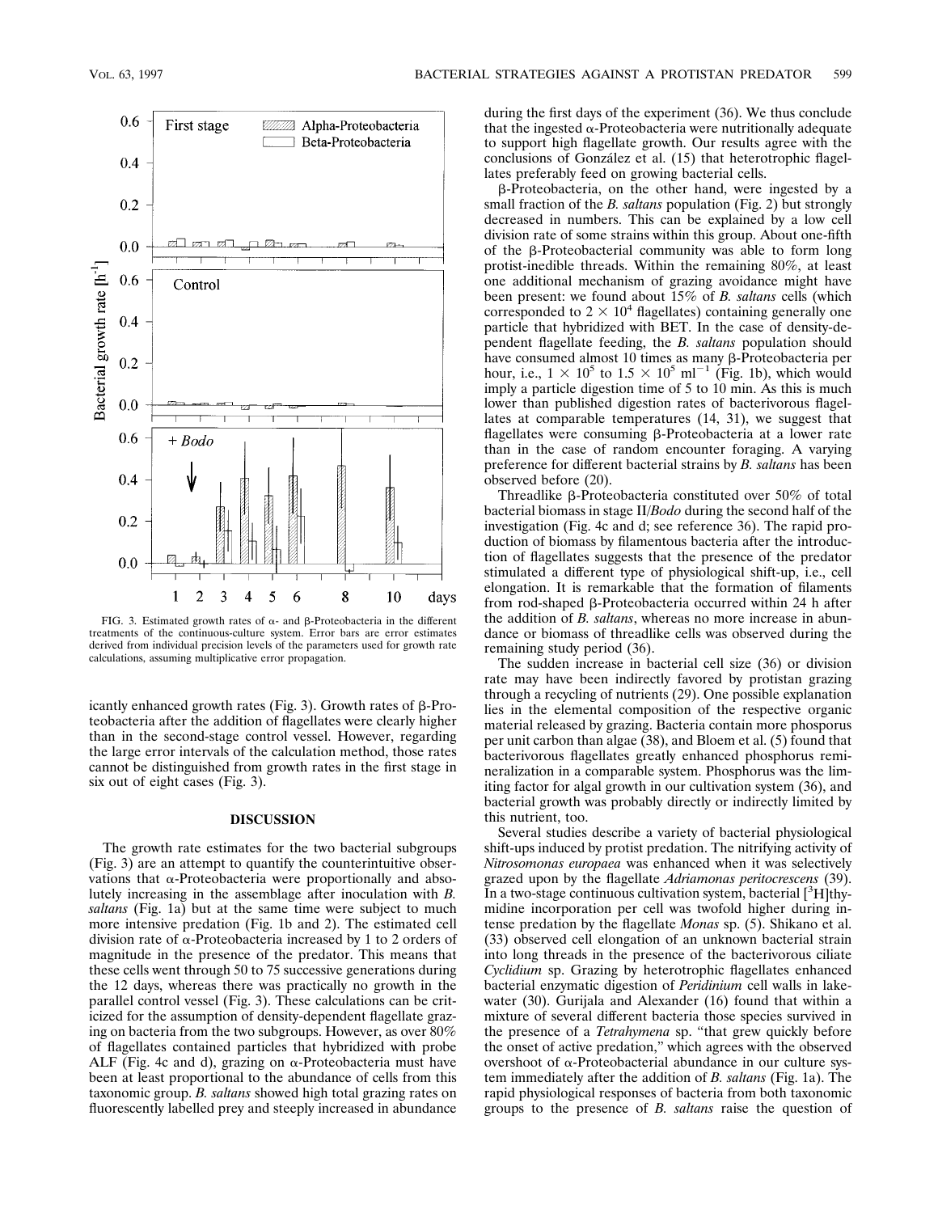FIG. 3. Estimated growth rates of α- and β-Proteobacteria in the different treatments of the continuous-culture system. Error bars are error estimates derived from individual precision levels of the parameters used for growth rate calculations, assuming multiplicative error propagation.

icantly enhanced growth rates (Fig. 3). Growth rates of β-Proteobacteria after the addition of flagellates were clearly higher than in the second-stage control vessel. However, regarding the large error intervals of the calculation method, those rates cannot be distinguished from growth rates in the first stage in six out of eight cases (Fig. 3).

## DISCUSSION

The growth rate estimates for the two bacterial subgroups (Fig. 3) are an attempt to quantify the counterintuitive observations that α-Proteobacteria were proportionally and absolutely increasing in the assemblage after inoculation with *B. saltans* (Fig. 1a) but at the same time were subject to much more intensive predation (Fig. 1b and 2). The estimated cell division rate of α-Proteobacteria increased by 1 to 2 orders of magnitude in the presence of the predator. This means that these cells went through 50 to 75 successive generations during the 12 days, whereas there was practically no growth in the parallel control vessel (Fig. 3). These calculations can be criticized for the assumption of density-dependent flagellate grazing on bacteria from the two subgroups. However, as over 80% of flagellates contained particles that hybridized with probe ALF (Fig. 4c and d), grazing on α-Proteobacteria must have been at least proportional to the abundance of cells from this taxonomic group. *B. saltans* showed high total grazing rates on fluorescently labelled prey and steeply increased in abundance during the first days of the experiment (36). We thus conclude that the ingested α-Proteobacteria were nutritionally adequate to support high flagellate growth. Our results agree with the conclusions of González et al. (15) that heterotrophic flagellates preferably feed on growing bacterial cells.

β-Proteobacteria, on the other hand, were ingested by a small fraction of the *B. saltans* population (Fig. 2) but strongly decreased in numbers. This can be explained by a low cell division rate of some strains within this group. About one-fifth of the β-Proteobacterial community was able to form long protist-inedible threads. Within the remaining 80%, at least one additional mechanism of grazing avoidance might have been present: we found about 15% of *B. saltans* cells (which corresponded to $2 \times 10^4$ flagellates) containing generally one particle that hybridized with BET. In the case of density-dependent flagellate feeding, the *B. saltans* population should have consumed almost 10 times as many β-Proteobacteria per hour, i.e., $1 \times 10^5$ to $1.5 \times 10^5$ ml$^{-1}$ (Fig. 1b), which would imply a particle digestion time of 5 to 10 min. As this is much lower than published digestion rates of bacterivorous flagellates at comparable temperatures (14, 31), we suggest that flagellates were consuming β-Proteobacteria at a lower rate than in the case of random encounter foraging. A varying preference for different bacterial strains by *B. saltans* has been observed before (20).

Threadlike β-Proteobacteria constituted over 50% of total bacterial biomass in stage II/*Bodo* during the second half of the investigation (Fig. 4c and d; see reference 36). The rapid production of biomass by filamentous bacteria after the introduction of flagellates suggests that the presence of the predator stimulated a different type of physiological shift-up, i.e., cell elongation. It is remarkable that the formation of filaments from rod-shaped β-Proteobacteria occurred within 24 h after the addition of *B. saltans*, whereas no more increase in abundance or biomass of threadlike cells was observed during the remaining study period (36).

The sudden increase in bacterial cell size (36) or division rate may have been indirectly favored by protistan grazing through a recycling of nutrients (29). One possible explanation lies in the elemental composition of the respective organic material released by grazing. Bacteria contain more phosporus per unit carbon than algae (38), and Bloem et al. (5) found that bacterivorous flagellates greatly enhanced phosphorus remineralization in a comparable system. Phosphorus was the limiting factor for algal growth in our cultivation system (36), and bacterial growth was probably directly or indirectly limited by this nutrient, too.

Several studies describe a variety of bacterial physiological shift-ups induced by protist predation. The nitrifying activity of *Nitrosomonas europaea* was enhanced when it was selectively grazed upon by the flagellate *Adriamonas peritocrescens* (39). In a two-stage continuous cultivation system, bacterial [$^3$H]thymidine incorporation per cell was twofold higher during intense predation by the flagellate *Monas* sp. (5). Shikano et al. (33) observed cell elongation of an unknown bacterial strain into long threads in the presence of the bacterivorous ciliate *Cyclidium* sp. Grazing by heterotrophic flagellates enhanced bacterial enzymatic digestion of *Peridinium* cell walls in lakewater (30). Gurijala and Alexander (16) found that within a mixture of several different bacteria those species survived in the presence of a *Tetrahymena* sp. "that grew quickly before the onset of active predation," which agrees with the observed overshoot of α-Proteobacterial abundance in our culture system immediately after the addition of *B. saltans* (Fig. 1a). The rapid physiological responses of bacteria from both taxonomic groups to the presence of *B. saltans* raise the question of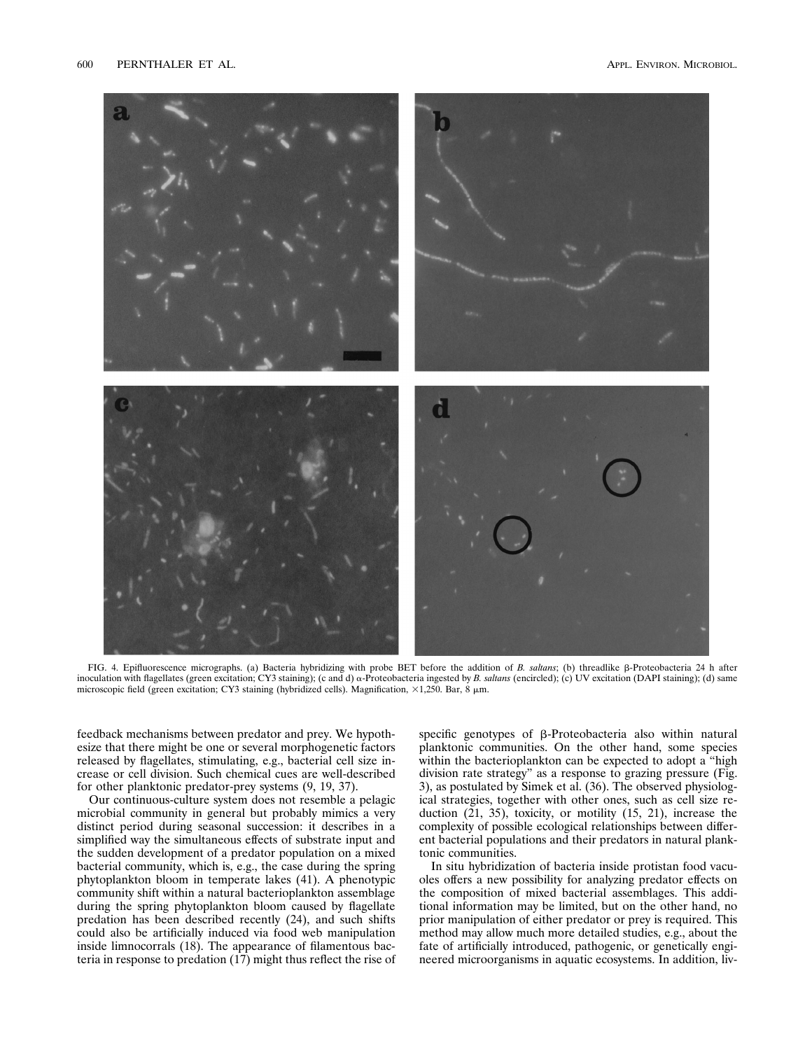FIG. 4. Epifluorescence micrographs. (a) Bacteria hybridizing with probe BET before the addition of *B. saltans*; (b) threadlike β-Proteobacteria 24 h after inoculation with flagellates (green excitation; CY3 staining); (c and d) α-Proteobacteria ingested by *B. saltans* (encircled); (c) UV excitation (DAPI staining); (d) same microscopic field (green excitation; CY3 staining (hybridized cells). Magnification, ×1,250. Bar, 8 μm.

feedback mechanisms between predator and prey. We hypothesize that there might be one or several morphogenetic factors released by flagellates, stimulating, e.g., bacterial cell size increase or cell division. Such chemical cues are well-described for other planktonic predator-prey systems (9, 19, 37).

Our continuous-culture system does not resemble a pelagic microbial community in general but probably mimics a very distinct period during seasonal succession: it describes in a simplified way the simultaneous effects of substrate input and the sudden development of a predator population on a mixed bacterial community, which is, e.g., the case during the spring phytoplankton bloom in temperate lakes (41). A phenotypic community shift within a natural bacterioplankton assemblage during the spring phytoplankton bloom caused by flagellate predation has been described recently (24), and such shifts could also be artificially induced via food web manipulation inside limnocorrals (18). The appearance of filamentous bacteria in response to predation (17) might thus reflect the rise of specific genotypes of β-Proteobacteria also within natural planktonic communities. On the other hand, some species within the bacterioplankton can be expected to adopt a "high division rate strategy" as a response to grazing pressure (Fig. 3), as postulated by Simek et al. (36). The observed physiological strategies, together with other ones, such as cell size reduction (21, 35), toxicity, or motility (15, 21), increase the complexity of possible ecological relationships between different bacterial populations and their predators in natural planktonic communities.

In situ hybridization of bacteria inside protistan food vacuoles offers a new possibility for analyzing predator effects on the composition of mixed bacterial assemblages. This additional information may be limited, but on the other hand, no prior manipulation of either predator or prey is required. This method may allow much more detailed studies, e.g., about the fate of artificially introduced, pathogenic, or genetically engineered microorganisms in aquatic ecosystems. In addition, liv-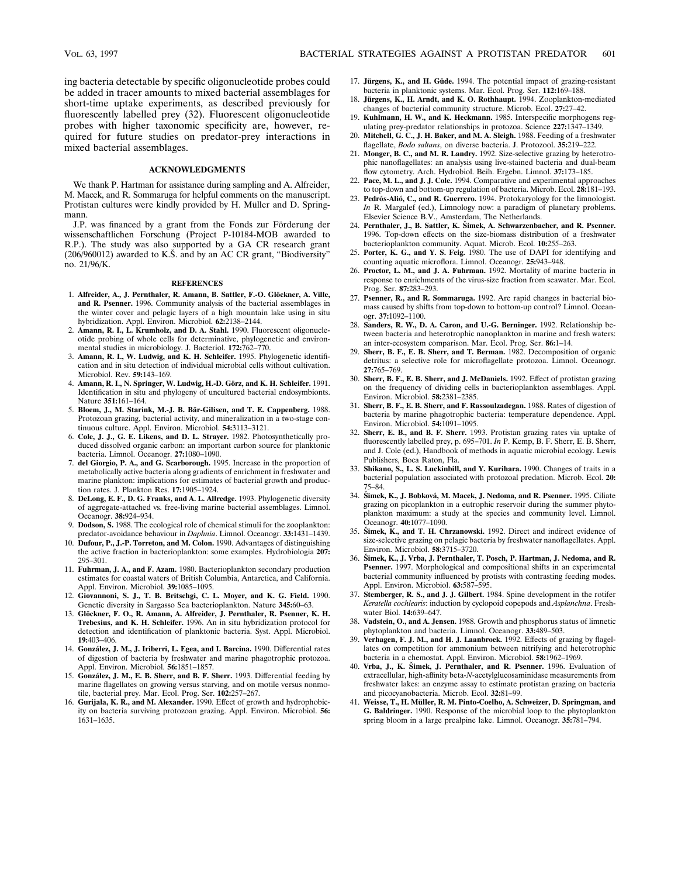ing bacteria detectable by specific oligonucleotide probes could be added in tracer amounts to mixed bacterial assemblages for short-time uptake experiments, as described previously for fluorescently labelled prey (32). Fluorescent oligonucleotide probes with higher taxonomic specificity are, however, required for future studies on predator-prey interactions in mixed bacterial assemblages.

## ACKNOWLEDGMENTS

We thank P. Hartman for assistance during sampling and A. Alfreider, M. Macek, and R. Sommaruga for helpful comments on the manuscript. Protistan cultures were kindly provided by H. Müller and D. Springmann.

J.P. was financed by a grant from the Fonds zur Förderung der wissenschaftlichen Forschung (Project P-10184-MOB awarded to R.P.). The study was also supported by a GA CR research grant (206/960012) awarded to K.Š. and by an AC CR grant, "Biodiversity" no. 21/96/K.

## REFERENCES

1. **Alfreider, A., J. Pernthaler, R. Amann, B. Sattler, F.-O. Glöckner, A. Ville, and R. Psenner.** 1996. Community analysis of the bacterial assemblages in the winter cover and pelagic layers of a high mountain lake using in situ hybridization. Appl. Environ. Microbiol. **62:**2138–2144.
2. **Amann, R. I., L. Krumholz, and D. A. Stahl.** 1990. Fluorescent oligonucleotide probing of whole cells for determinative, phylogenetic and environmental studies in microbiology. J. Bacteriol. **172:**762–770.
3. **Amann, R. I., W. Ludwig, and K. H. Schleifer.** 1995. Phylogenetic identification and in situ detection of individual microbial cells without cultivation. Microbiol. Rev. **59:**143–169.
4. **Amann, R. I., N. Springer, W. Ludwig, H.-D. Görz, and K. H. Schleifer.** 1991. Identification in situ and phylogeny of uncultured bacterial endosymbionts. Nature **351:**161–164.
5. **Bloem, J., M. Starink, M.-J. B. Bär-Gilisen, and T. E. Cappenberg.** 1988. Protozoan grazing, bacterial activity, and mineralization in a two-stage continuous culture. Appl. Environ. Microbiol. **54:**3113–3121.
6. **Cole, J. J., G. E. Likens, and D. L. Strayer.** 1982. Photosynthetically produced dissolved organic carbon: an important carbon source for planktonic bacteria. Limnol. Oceanogr. **27:**1080–1090.
7. **del Giorgio, P. A., and G. Scarborough.** 1995. Increase in the proportion of metabolically active bacteria along gradients of enrichment in freshwater and marine plankton: implications for estimates of bacterial growth and production rates. J. Plankton Res. **17:**1905–1924.
8. **DeLong, E. F., D. G. Franks, and A. L. Allredge.** 1993. Phylogenetic diversity of aggregate-attached vs. free-living marine bacterial assemblages. Limnol. Oceanogr. **38:**924–934.
9. **Dodson, S.** 1988. The ecological role of chemical stimuli for the zooplankton: predator-avoidance behaviour in *Daphnia*. Limnol. Oceanogr. **33:**1431–1439.
10. **Dufour, P., J.-P. Torreton, and M. Colon.** 1990. Advantages of distinguishing the active fraction in bacterioplankton: some examples. Hydrobiologia **207:**295–301.
11. **Fuhrman, J. A., and F. Azam.** 1980. Bacterioplankton secondary production estimates for coastal waters of British Columbia, Antarctica, and California. Appl. Environ. Microbiol. **39:**1085–1095.
12. **Giovannoni, S. J., T. B. Britschgi, C. L. Moyer, and K. G. Field.** 1990. Genetic diversity in Sargasso Sea bacterioplankton. Nature **345:**60–63.
13. **Glöckner, F. O., R. Amann, A. Alfreider, J. Pernthaler, R. Psenner, K. H. Trebesius, and K. H. Schleifer.** 1996. An in situ hybridization protocol for detection and identification of planktonic bacteria. Syst. Appl. Microbiol. **19:**403–406.
14. **González, J. M., J. Iriberri, L. Egea, and I. Barcina.** 1990. Differential rates of digestion of bacteria by freshwater and marine phagotrophic protozoa. Appl. Environ. Microbiol. **56:**1851–1857.
15. **González, J. M., E. B. Sherr, and B. F. Sherr.** 1993. Differential feeding by marine flagellates on growing versus starving, and on motile versus nonmotile, bacterial prey. Mar. Ecol. Prog. Ser. **102:**257–267.
16. **Gurijala, K. R., and M. Alexander.** 1990. Effect of growth and hydrophobicity on bacteria surviving protozoan grazing. Appl. Environ. Microbiol. **56:**1631–1635.
17. **Jürgens, K., and H. Güde.** 1994. The potential impact of grazing-resistant bacteria in planktonic systems. Mar. Ecol. Prog. Ser. **112:**169–188.
18. **Jürgens, K., H. Arndt, and K. O. Rothhaupt.** 1994. Zooplankton-mediated changes of bacterial community structure. Microb. Ecol. **27:**27–42.
19. **Kuhlmann, H. W., and K. Heckmann.** 1985. Interspecific morphogens regulating prey-predator relationships in protozoa. Science **227:**1347–1349.
20. **Mitchell, G. C., J. H. Baker, and M. A. Sleigh.** 1988. Feeding of a freshwater flagellate, *Bodo saltans*, on diverse bacteria. J. Protozool. **35:**219–222.
21. **Monger, B. C., and M. R. Landry.** 1992. Size-selective grazing by heterotrophic nanoflagellates: an analysis using live-stained bacteria and dual-beam flow cytometry. Arch. Hydrobiol. Beih. Ergebn. Limnol. **37:**173–185.
22. **Pace, M. L., and J. J. Cole.** 1994. Comparative and experimental approaches to top-down and bottom-up regulation of bacteria. Microb. Ecol. **28:**181–193.
23. **Pedrós-Alió, C., and R. Guerrero.** 1994. Protokaryology for the limnologist. *In* R. Margalef (ed.), Limnology now: a paradigm of planetary problems. Elsevier Science B.V., Amsterdam, The Netherlands.
24. **Pernthaler, J., B. Sattler, K. Šimek, A. Schwarzenbacher, and R. Psenner.** 1996. Top-down effects on the size-biomass distribution of a freshwater bacterioplankton community. Aquat. Microb. Ecol. **10:**255–263.
25. **Porter, K. G., and Y. S. Feig.** 1980. The use of DAPI for identifying and counting aquatic microflora. Limnol. Oceanogr. **25:**943–948.
26. **Proctor, L. M., and J. A. Fuhrman.** 1992. Mortality of marine bacteria in response to enrichments of the virus-size fraction from seawater. Mar. Ecol. Prog. Ser. **87:**283–293.
27. **Psenner, R., and R. Sommaruga.** 1992. Are rapid changes in bacterial biomass caused by shifts from top-down to bottom-up control? Limnol. Oceanogr. **37:**1092–1100.
28. **Sanders, R. W., D. A. Caron, and U.-G. Berninger.** 1992. Relationship between bacteria and heterotrophic nanoplankton in marine and fresh waters: an inter-ecosystem comparison. Mar. Ecol. Prog. Ser. **86:**1–14.
29. **Sherr, B. F., E. B. Sherr, and T. Berman.** 1982. Decomposition of organic detritus: a selective role for microflagellate protozoa. Limnol. Oceanogr. **27:**765–769.
30. **Sherr, B. F., E. B. Sherr, and J. McDaniels.** 1992. Effect of protistan grazing on the frequency of dividing cells in bacterioplankton assemblages. Appl. Environ. Microbiol. **58:**2381–2385.
31. **Sherr, B. F., E. B. Sherr, and F. Rassoulzadegan.** 1988. Rates of digestion of bacteria by marine phagotrophic protozoa: temperature dependence. Appl. Environ. Microbiol. **54:**1091–1095.
32. **Sherr, E. B., and B. F. Sherr.** 1993. Protistan grazing rates via uptake of fluorescently labelled prey, p. 695–701. *In* P. Kemp, B. F. Sherr, E. B. Sherr, and J. Cole (ed.), Handbook of methods in aquatic microbial ecology. Lewis Publishers, Boca Raton, Fla.
33. **Shikano, S., L. S. Luckinbill, and Y. Kurihara.** 1990. Changes of traits in a bacterial population associated with protozoal predation. Microb. Ecol. **20:**75–84.
34. **Šimek, K., J. Bobková, M. Macek, J. Nedoma, and R. Psenner.** 1995. Ciliate grazing on picoplankton in a eutrophic reservoir during the summer phytoplankton maximum: a study at the species and community level. Limnol. Oceanogr. **40:**1077–1090.
35. **Šimek, K., and T. H. Chrzanowski.** 1992. Direct and indirect evidence of size-selective grazing on pelagic bacteria by freshwater nanoflagellates. Appl. Environ. Microbiol. **58:**3715–3720.
36. **Šimek, K., J. Vrba, J. Pernthaler, T. Posch, P. Hartman, J. Nedoma, and R. Psenner.** 1997. Morphological and compositional shifts in an experimental bacterial community influenced by protists with contrasting feeding modes. Appl. Environ. Microbiol. **63:**587–595.
37. **Stemberger, R. S., and J. J. Gilbert.** 1984. Spine development in the rotifer *Keratella cochlearis*: induction by cyclopoid copepods and *Asplanchna*. Freshwater Biol. **14:**639–647.
38. **Vadstein, O., and A. Jensen.** 1988. Growth and phosphorus status of limnetic phytoplankton and bacteria. Limnol. Oceanogr. **33:**489–503.
39. **Verhagen, F. J. M., and H. J. Laanbroek.** 1992. Effects of grazing by flagellates on competition for ammonium between nitrifying and heterotrophic bacteria in a chemostat. Appl. Environ. Microbiol. **58:**1962–1969.
40. **Vrba, J., K. Šimek, J. Pernthaler, and R. Psenner.** 1996. Evaluation of extracellular, high-affinity beta-*N*-acetylglucosaminidase measurements from freshwater lakes: an enzyme assay to estimate protistan grazing on bacteria and picocyanobacteria. Microb. Ecol. **32:**81–99.
41. **Weisse, T., H. Müller, R. M. Pinto-Coelho, A. Schweizer, D. Springman, and G. Baldringer.** 1990. Response of the microbial loop to the phytoplankton spring bloom in a large prealpine lake. Limnol. Oceanogr. **35:**781–794.